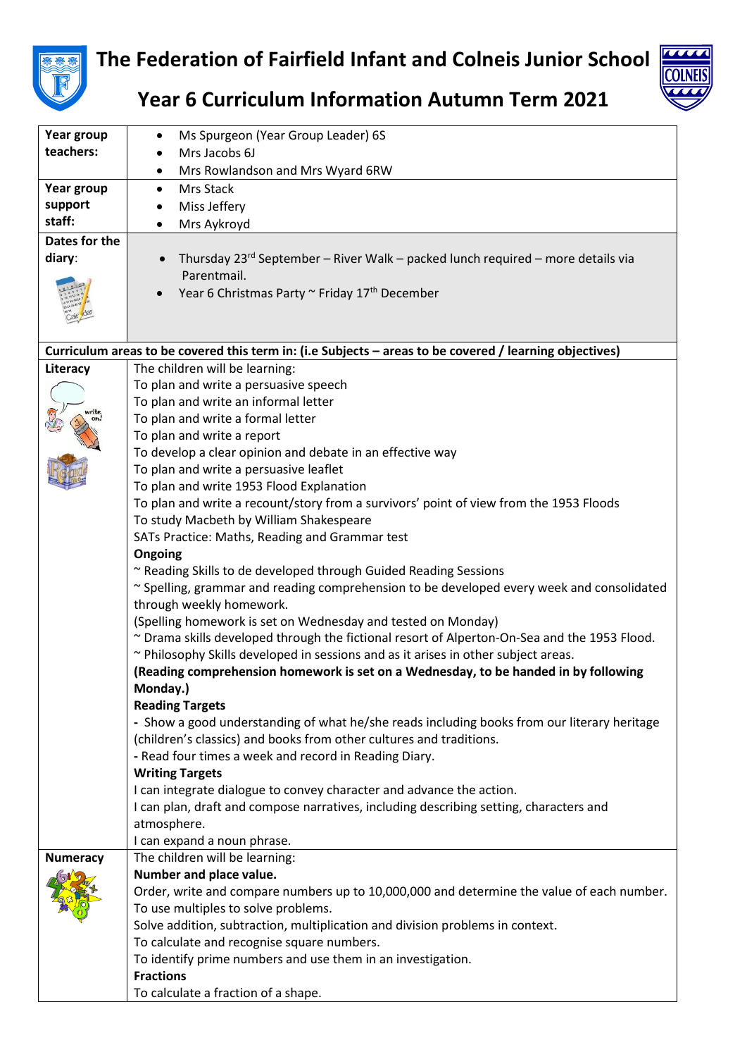# The Federation of Fairfield Infant and Colneis Junior School

## Year 6 Curriculum Information Autumn Term 2021

| | |
|---|---|
| **Year group teachers:** | • Ms Spurgeon (Year Group Leader) 6S<br>• Mrs Jacobs 6J<br>• Mrs Rowlandson and Mrs Wyard 6RW |
| **Year group support staff:** | • Mrs Stack<br>• Miss Jeffery<br>• Mrs Aykroyd |
| **Dates for the diary**: | • Thursday 23rd September – River Walk – packed lunch required – more details via Parentmail.<br>• Year 6 Christmas Party ~ Friday 17th December |
| **Curriculum areas to be covered this term in: (i.e Subjects – areas to be covered / learning objectives)** | |
| **Literacy** | The children will be learning:<br>To plan and write a persuasive speech<br>To plan and write an informal letter<br>To plan and write a formal letter<br>To plan and write a report<br>To develop a clear opinion and debate in an effective way<br>To plan and write a persuasive leaflet<br>To plan and write 1953 Flood Explanation<br>To plan and write a recount/story from a survivors' point of view from the 1953 Floods<br>To study Macbeth by William Shakespeare<br>SATs Practice: Maths, Reading and Grammar test<br>**Ongoing**<br>~ Reading Skills to de developed through Guided Reading Sessions<br>~ Spelling, grammar and reading comprehension to be developed every week and consolidated through weekly homework.<br>(Spelling homework is set on Wednesday and tested on Monday)<br>~ Drama skills developed through the fictional resort of Alperton-On-Sea and the 1953 Flood.<br>~ Philosophy Skills developed in sessions and as it arises in other subject areas.<br>**(Reading comprehension homework is set on a Wednesday, to be handed in by following Monday.)**<br>**Reading Targets**<br>- Show a good understanding of what he/she reads including books from our literary heritage (children's classics) and books from other cultures and traditions.<br>- Read four times a week and record in Reading Diary.<br>**Writing Targets**<br>I can integrate dialogue to convey character and advance the action.<br>I can plan, draft and compose narratives, including describing setting, characters and atmosphere.<br>I can expand a noun phrase. |
| **Numeracy** | The children will be learning:<br>**Number and place value.**<br>Order, write and compare numbers up to 10,000,000 and determine the value of each number.<br>To use multiples to solve problems.<br>Solve addition, subtraction, multiplication and division problems in context.<br>To calculate and recognise square numbers.<br>To identify prime numbers and use them in an investigation.<br>**Fractions**<br>To calculate a fraction of a shape. |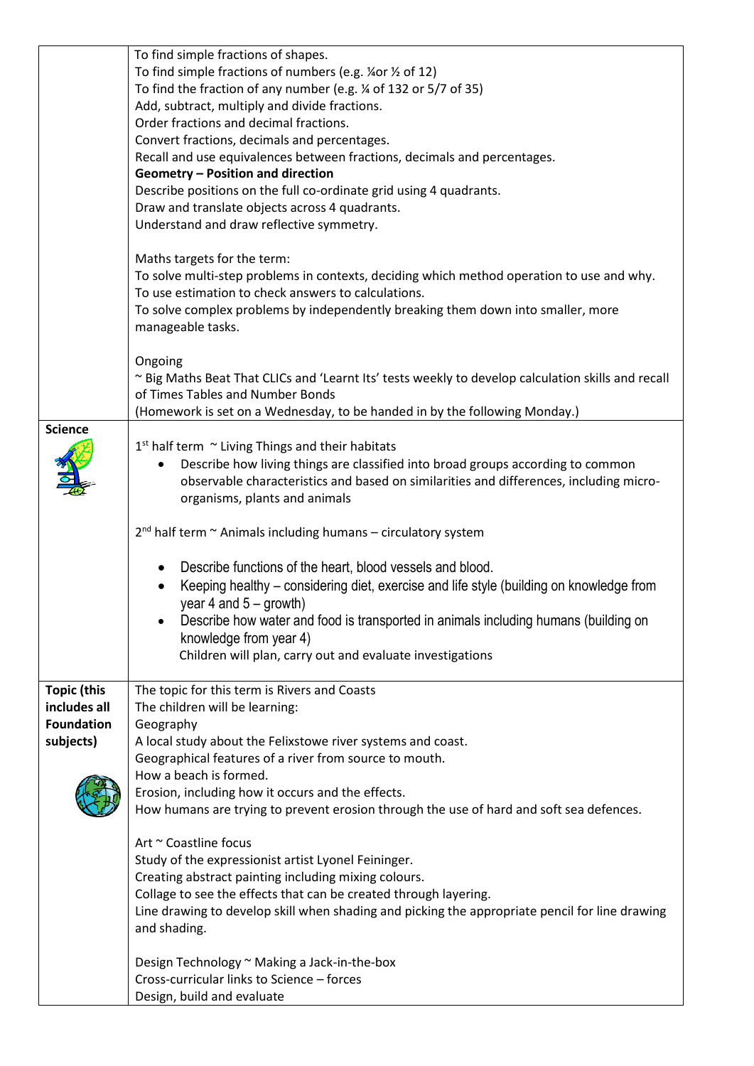| | |
|---|---|
| | To find simple fractions of shapes.<br>To find simple fractions of numbers (e.g. ¼or ½ of 12)<br>To find the fraction of any number (e.g. ¼ of 132 or 5/7 of 35)<br>Add, subtract, multiply and divide fractions.<br>Order fractions and decimal fractions.<br>Convert fractions, decimals and percentages.<br>Recall and use equivalences between fractions, decimals and percentages.<br>**Geometry – Position and direction**<br>Describe positions on the full co-ordinate grid using 4 quadrants.<br>Draw and translate objects across 4 quadrants.<br>Understand and draw reflective symmetry.<br><br>Maths targets for the term:<br>To solve multi-step problems in contexts, deciding which method operation to use and why.<br>To use estimation to check answers to calculations.<br>To solve complex problems by independently breaking them down into smaller, more manageable tasks.<br><br>Ongoing<br>~ Big Maths Beat That CLICs and 'Learnt Its' tests weekly to develop calculation skills and recall of Times Tables and Number Bonds<br>(Homework is set on a Wednesday, to be handed in by the following Monday.) |
| **Science** | 1st half term ~ Living Things and their habitats<br>• Describe how living things are classified into broad groups according to common observable characteristics and based on similarities and differences, including micro-organisms, plants and animals<br><br>2nd half term ~ Animals including humans – circulatory system<br><br>• Describe functions of the heart, blood vessels and blood.<br>• Keeping healthy – considering diet, exercise and life style (building on knowledge from year 4 and 5 – growth)<br>• Describe how water and food is transported in animals including humans (building on knowledge from year 4)<br>Children will plan, carry out and evaluate investigations |
| **Topic (this includes all Foundation subjects)** | The topic for this term is Rivers and Coasts<br>The children will be learning:<br>Geography<br>A local study about the Felixstowe river systems and coast.<br>Geographical features of a river from source to mouth.<br>How a beach is formed.<br>Erosion, including how it occurs and the effects.<br>How humans are trying to prevent erosion through the use of hard and soft sea defences.<br><br>Art ~ Coastline focus<br>Study of the expressionist artist Lyonel Feininger.<br>Creating abstract painting including mixing colours.<br>Collage to see the effects that can be created through layering.<br>Line drawing to develop skill when shading and picking the appropriate pencil for line drawing and shading.<br><br>Design Technology ~ Making a Jack-in-the-box<br>Cross-curricular links to Science – forces<br>Design, build and evaluate |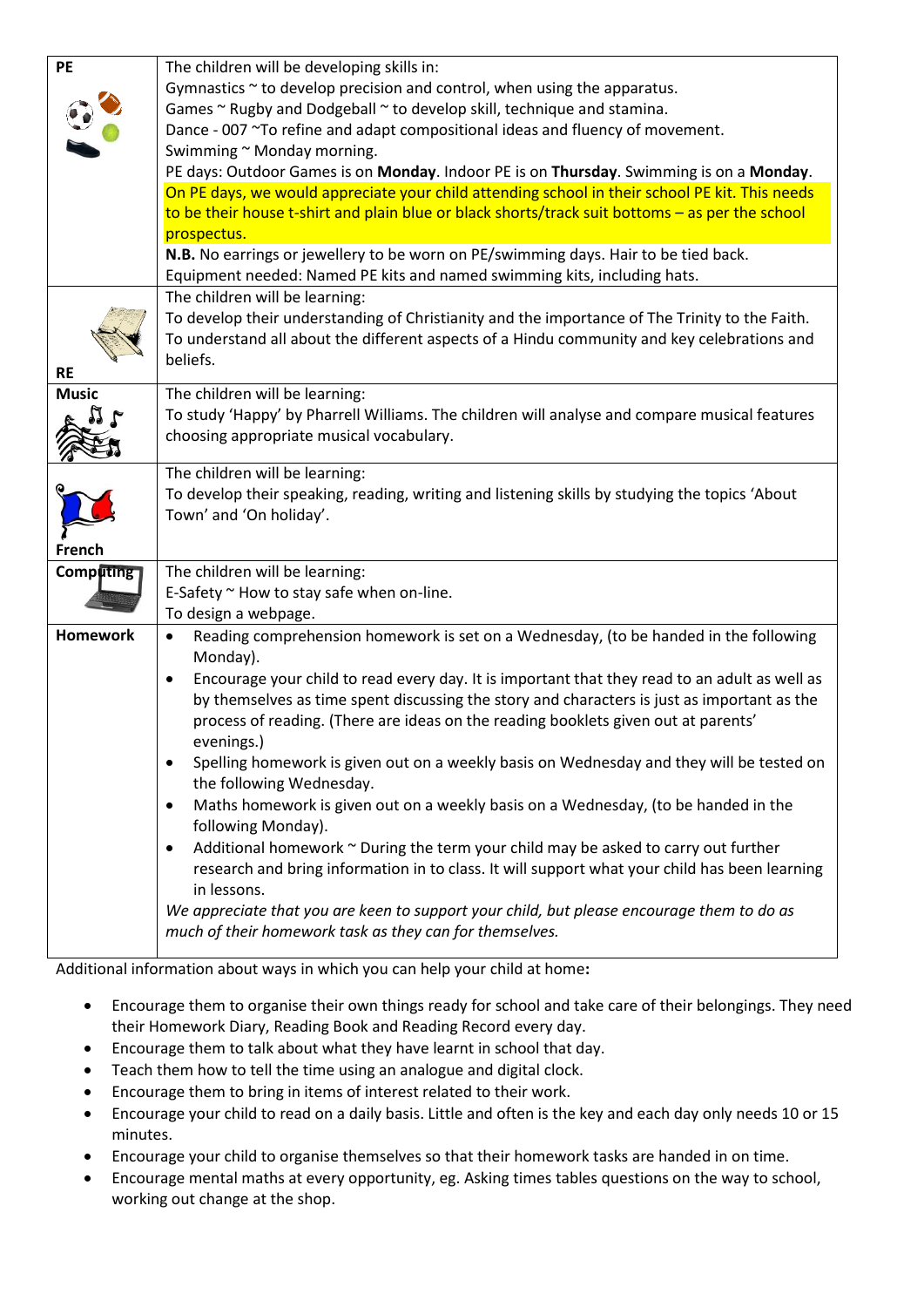| | |
|---|---|
| **PE** | The children will be developing skills in:<br>Gymnastics ~ to develop precision and control, when using the apparatus.<br>Games ~ Rugby and Dodgeball ~ to develop skill, technique and stamina.<br>Dance - 007 ~To refine and adapt compositional ideas and fluency of movement.<br>Swimming ~ Monday morning.<br>PE days: Outdoor Games is on **Monday**. Indoor PE is on **Thursday**. Swimming is on a **Monday**.<br>On PE days, we would appreciate your child attending school in their school PE kit. This needs to be their house t-shirt and plain blue or black shorts/track suit bottoms – as per the school prospectus.<br>**N.B.** No earrings or jewellery to be worn on PE/swimming days. Hair to be tied back.<br>Equipment needed: Named PE kits and named swimming kits, including hats. |
| **RE** | The children will be learning:<br>To develop their understanding of Christianity and the importance of The Trinity to the Faith.<br>To understand all about the different aspects of a Hindu community and key celebrations and beliefs. |
| **Music** | The children will be learning:<br>To study 'Happy' by Pharrell Williams. The children will analyse and compare musical features choosing appropriate musical vocabulary. |
| **French** | The children will be learning:<br>To develop their speaking, reading, writing and listening skills by studying the topics 'About Town' and 'On holiday'. |
| **Computing** | The children will be learning:<br>E-Safety ~ How to stay safe when on-line.<br>To design a webpage. |
| **Homework** | • Reading comprehension homework is set on a Wednesday, (to be handed in the following Monday).<br>• Encourage your child to read every day. It is important that they read to an adult as well as by themselves as time spent discussing the story and characters is just as important as the process of reading. (There are ideas on the reading booklets given out at parents' evenings.)<br>• Spelling homework is given out on a weekly basis on Wednesday and they will be tested on the following Wednesday.<br>• Maths homework is given out on a weekly basis on a Wednesday, (to be handed in the following Monday).<br>• Additional homework ~ During the term your child may be asked to carry out further research and bring information in to class. It will support what your child has been learning in lessons.<br>*We appreciate that you are keen to support your child, but please encourage them to do as much of their homework task as they can for themselves.* |

Additional information about ways in which you can help your child at home**:**

- Encourage them to organise their own things ready for school and take care of their belongings. They need their Homework Diary, Reading Book and Reading Record every day.
- Encourage them to talk about what they have learnt in school that day.
- Teach them how to tell the time using an analogue and digital clock.
- Encourage them to bring in items of interest related to their work.
- Encourage your child to read on a daily basis. Little and often is the key and each day only needs 10 or 15 minutes.
- Encourage your child to organise themselves so that their homework tasks are handed in on time.
- Encourage mental maths at every opportunity, eg. Asking times tables questions on the way to school, working out change at the shop.